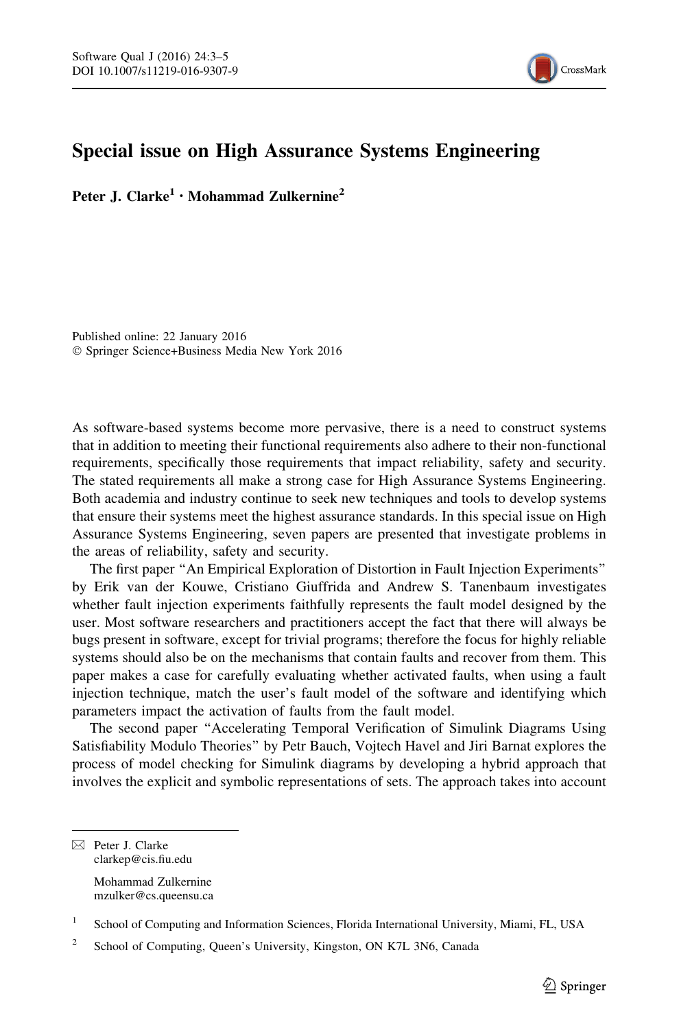# Special issue on High Assurance Systems Engineering

**Peter J. Clarke[1] · Mohammad Zulkernine[2]**

Published online: 22 January 2016
© Springer Science+Business Media New York 2016

As software-based systems become more pervasive, there is a need to construct systems that in addition to meeting their functional requirements also adhere to their non-functional requirements, specifically those requirements that impact reliability, safety and security. The stated requirements all make a strong case for High Assurance Systems Engineering. Both academia and industry continue to seek new techniques and tools to develop systems that ensure their systems meet the highest assurance standards. In this special issue on High Assurance Systems Engineering, seven papers are presented that investigate problems in the areas of reliability, safety and security.

The first paper "An Empirical Exploration of Distortion in Fault Injection Experiments" by Erik van der Kouwe, Cristiano Giuffrida and Andrew S. Tanenbaum investigates whether fault injection experiments faithfully represents the fault model designed by the user. Most software researchers and practitioners accept the fact that there will always be bugs present in software, except for trivial programs; therefore the focus for highly reliable systems should also be on the mechanisms that contain faults and recover from them. This paper makes a case for carefully evaluating whether activated faults, when using a fault injection technique, match the user's fault model of the software and identifying which parameters impact the activation of faults from the fault model.

The second paper "Accelerating Temporal Verification of Simulink Diagrams Using Satisfiability Modulo Theories" by Petr Bauch, Vojtech Havel and Jiri Barnat explores the process of model checking for Simulink diagrams by developing a hybrid approach that involves the explicit and symbolic representations of sets. The approach takes into account

✉ Peter J. Clarke
clarkep@cis.fiu.edu

Mohammad Zulkernine
mzulker@cs.queensu.ca

[1] School of Computing and Information Sciences, Florida International University, Miami, FL, USA

[2] School of Computing, Queen's University, Kingston, ON K7L 3N6, Canada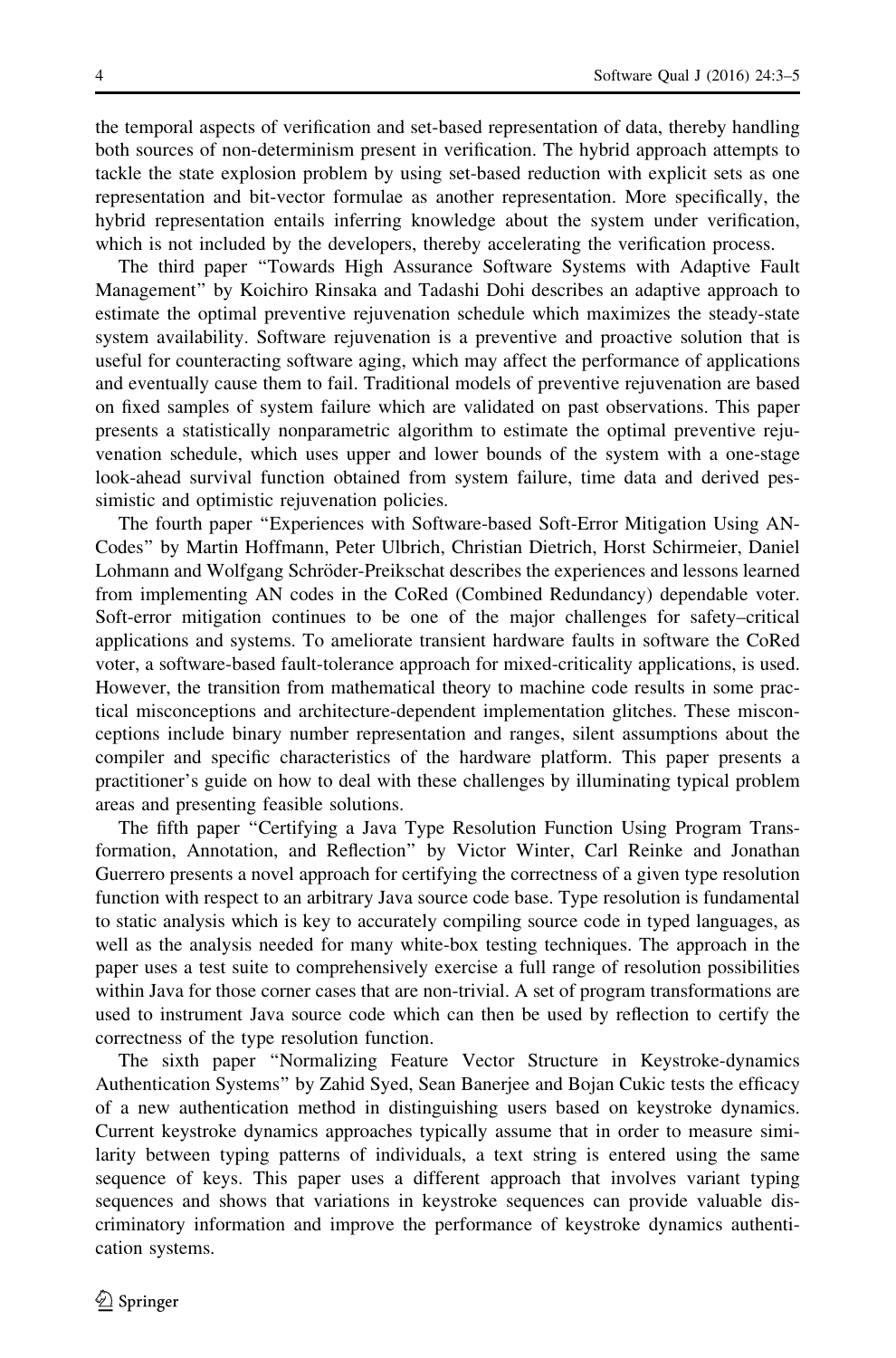the temporal aspects of verification and set-based representation of data, thereby handling both sources of non-determinism present in verification. The hybrid approach attempts to tackle the state explosion problem by using set-based reduction with explicit sets as one representation and bit-vector formulae as another representation. More specifically, the hybrid representation entails inferring knowledge about the system under verification, which is not included by the developers, thereby accelerating the verification process.

The third paper "Towards High Assurance Software Systems with Adaptive Fault Management" by Koichiro Rinsaka and Tadashi Dohi describes an adaptive approach to estimate the optimal preventive rejuvenation schedule which maximizes the steady-state system availability. Software rejuvenation is a preventive and proactive solution that is useful for counteracting software aging, which may affect the performance of applications and eventually cause them to fail. Traditional models of preventive rejuvenation are based on fixed samples of system failure which are validated on past observations. This paper presents a statistically nonparametric algorithm to estimate the optimal preventive rejuvenation schedule, which uses upper and lower bounds of the system with a one-stage look-ahead survival function obtained from system failure, time data and derived pessimistic and optimistic rejuvenation policies.

The fourth paper "Experiences with Software-based Soft-Error Mitigation Using AN-Codes" by Martin Hoffmann, Peter Ulbrich, Christian Dietrich, Horst Schirmeier, Daniel Lohmann and Wolfgang Schröder-Preikschat describes the experiences and lessons learned from implementing AN codes in the CoRed (Combined Redundancy) dependable voter. Soft-error mitigation continues to be one of the major challenges for safety–critical applications and systems. To ameliorate transient hardware faults in software the CoRed voter, a software-based fault-tolerance approach for mixed-criticality applications, is used. However, the transition from mathematical theory to machine code results in some practical misconceptions and architecture-dependent implementation glitches. These misconceptions include binary number representation and ranges, silent assumptions about the compiler and specific characteristics of the hardware platform. This paper presents a practitioner's guide on how to deal with these challenges by illuminating typical problem areas and presenting feasible solutions.

The fifth paper "Certifying a Java Type Resolution Function Using Program Transformation, Annotation, and Reflection" by Victor Winter, Carl Reinke and Jonathan Guerrero presents a novel approach for certifying the correctness of a given type resolution function with respect to an arbitrary Java source code base. Type resolution is fundamental to static analysis which is key to accurately compiling source code in typed languages, as well as the analysis needed for many white-box testing techniques. The approach in the paper uses a test suite to comprehensively exercise a full range of resolution possibilities within Java for those corner cases that are non-trivial. A set of program transformations are used to instrument Java source code which can then be used by reflection to certify the correctness of the type resolution function.

The sixth paper "Normalizing Feature Vector Structure in Keystroke-dynamics Authentication Systems" by Zahid Syed, Sean Banerjee and Bojan Cukic tests the efficacy of a new authentication method in distinguishing users based on keystroke dynamics. Current keystroke dynamics approaches typically assume that in order to measure similarity between typing patterns of individuals, a text string is entered using the same sequence of keys. This paper uses a different approach that involves variant typing sequences and shows that variations in keystroke sequences can provide valuable discriminatory information and improve the performance of keystroke dynamics authentication systems.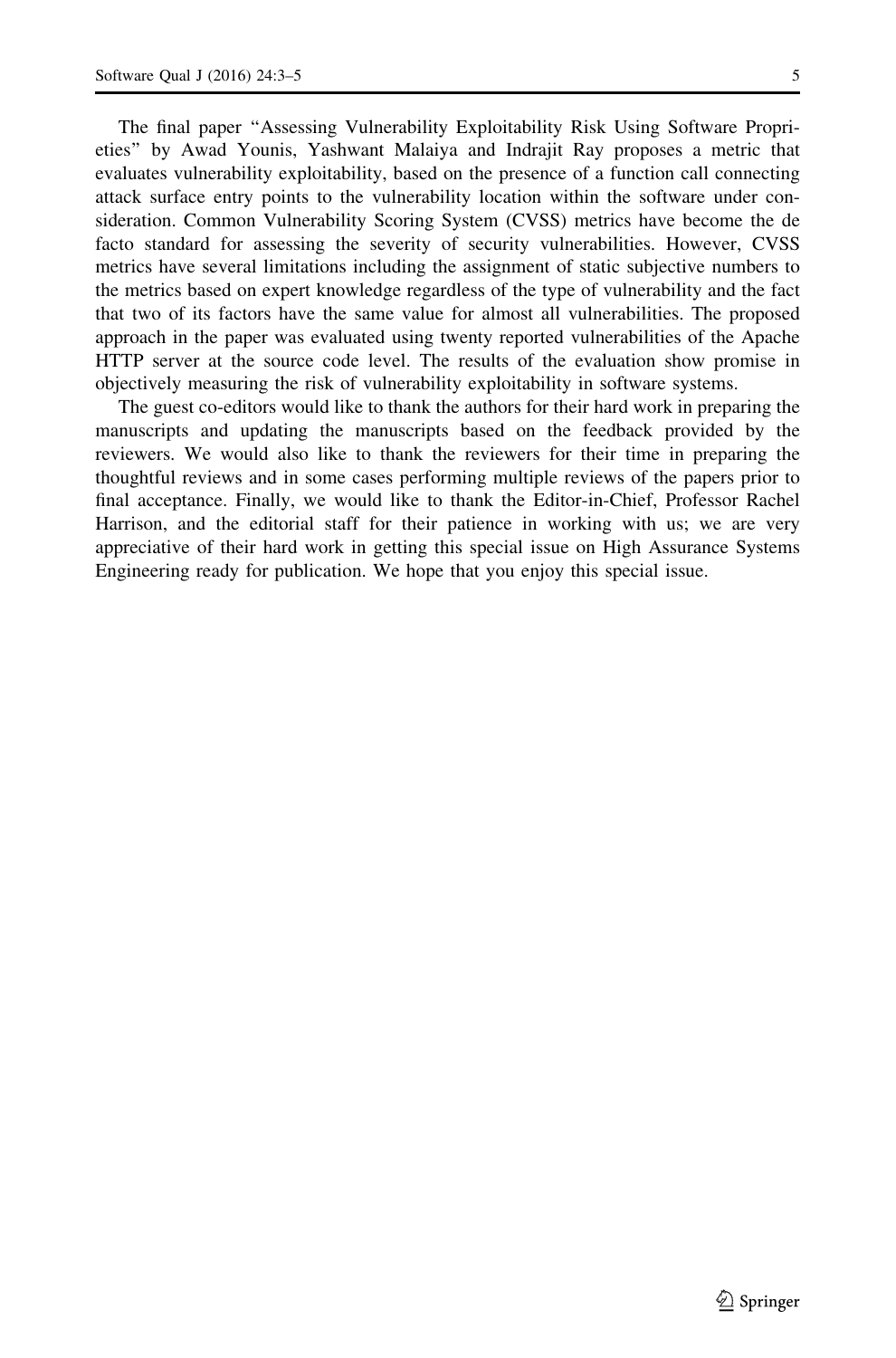The final paper "Assessing Vulnerability Exploitability Risk Using Software Proprieties" by Awad Younis, Yashwant Malaiya and Indrajit Ray proposes a metric that evaluates vulnerability exploitability, based on the presence of a function call connecting attack surface entry points to the vulnerability location within the software under consideration. Common Vulnerability Scoring System (CVSS) metrics have become the de facto standard for assessing the severity of security vulnerabilities. However, CVSS metrics have several limitations including the assignment of static subjective numbers to the metrics based on expert knowledge regardless of the type of vulnerability and the fact that two of its factors have the same value for almost all vulnerabilities. The proposed approach in the paper was evaluated using twenty reported vulnerabilities of the Apache HTTP server at the source code level. The results of the evaluation show promise in objectively measuring the risk of vulnerability exploitability in software systems.

The guest co-editors would like to thank the authors for their hard work in preparing the manuscripts and updating the manuscripts based on the feedback provided by the reviewers. We would also like to thank the reviewers for their time in preparing the thoughtful reviews and in some cases performing multiple reviews of the papers prior to final acceptance. Finally, we would like to thank the Editor-in-Chief, Professor Rachel Harrison, and the editorial staff for their patience in working with us; we are very appreciative of their hard work in getting this special issue on High Assurance Systems Engineering ready for publication. We hope that you enjoy this special issue.